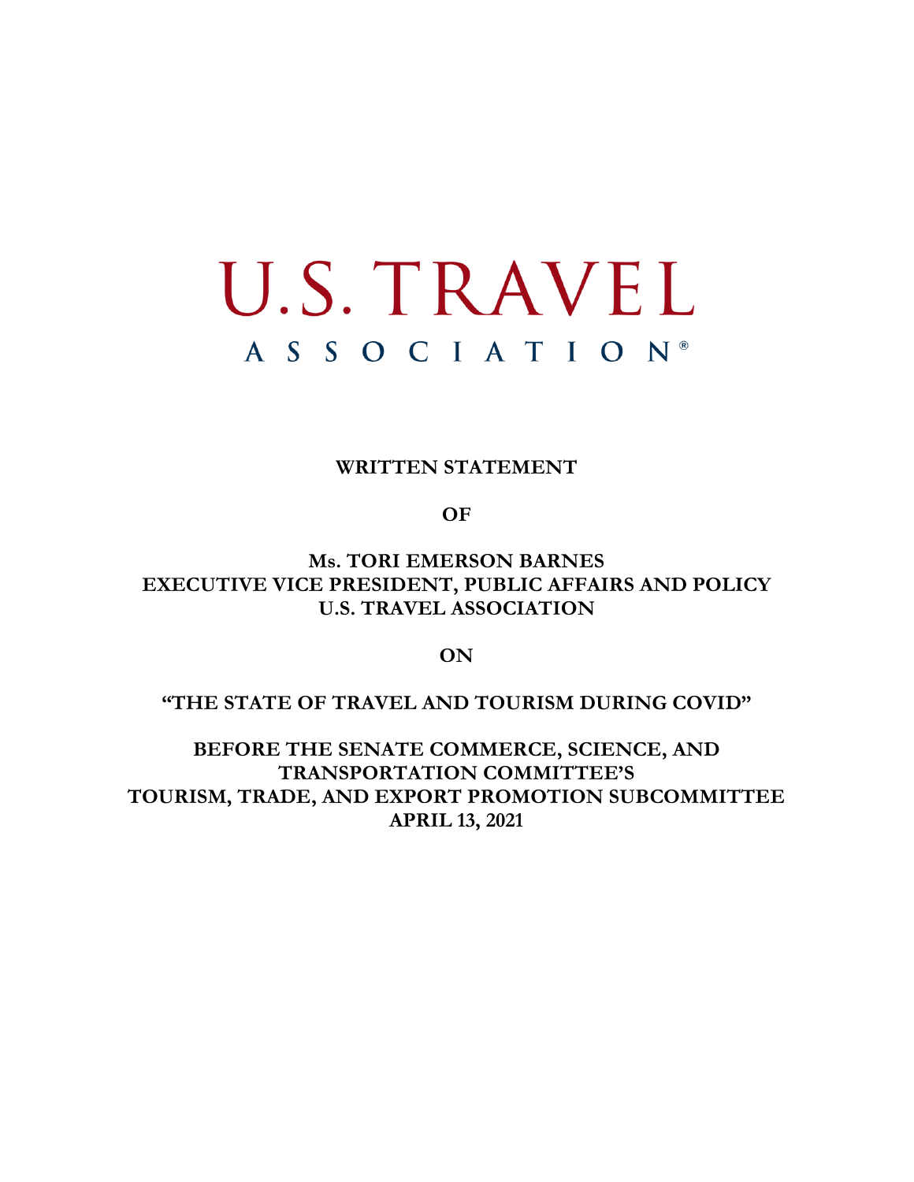# U.S. TRAVEL
## ASSOCIATION®

**WRITTEN STATEMENT**

**OF**

**Ms. TORI EMERSON BARNES**
**EXECUTIVE VICE PRESIDENT, PUBLIC AFFAIRS AND POLICY**
**U.S. TRAVEL ASSOCIATION**

**ON**

**"THE STATE OF TRAVEL AND TOURISM DURING COVID"**

**BEFORE THE SENATE COMMERCE, SCIENCE, AND TRANSPORTATION COMMITTEE'S**
**TOURISM, TRADE, AND EXPORT PROMOTION SUBCOMMITTEE**
**APRIL 13, 2021**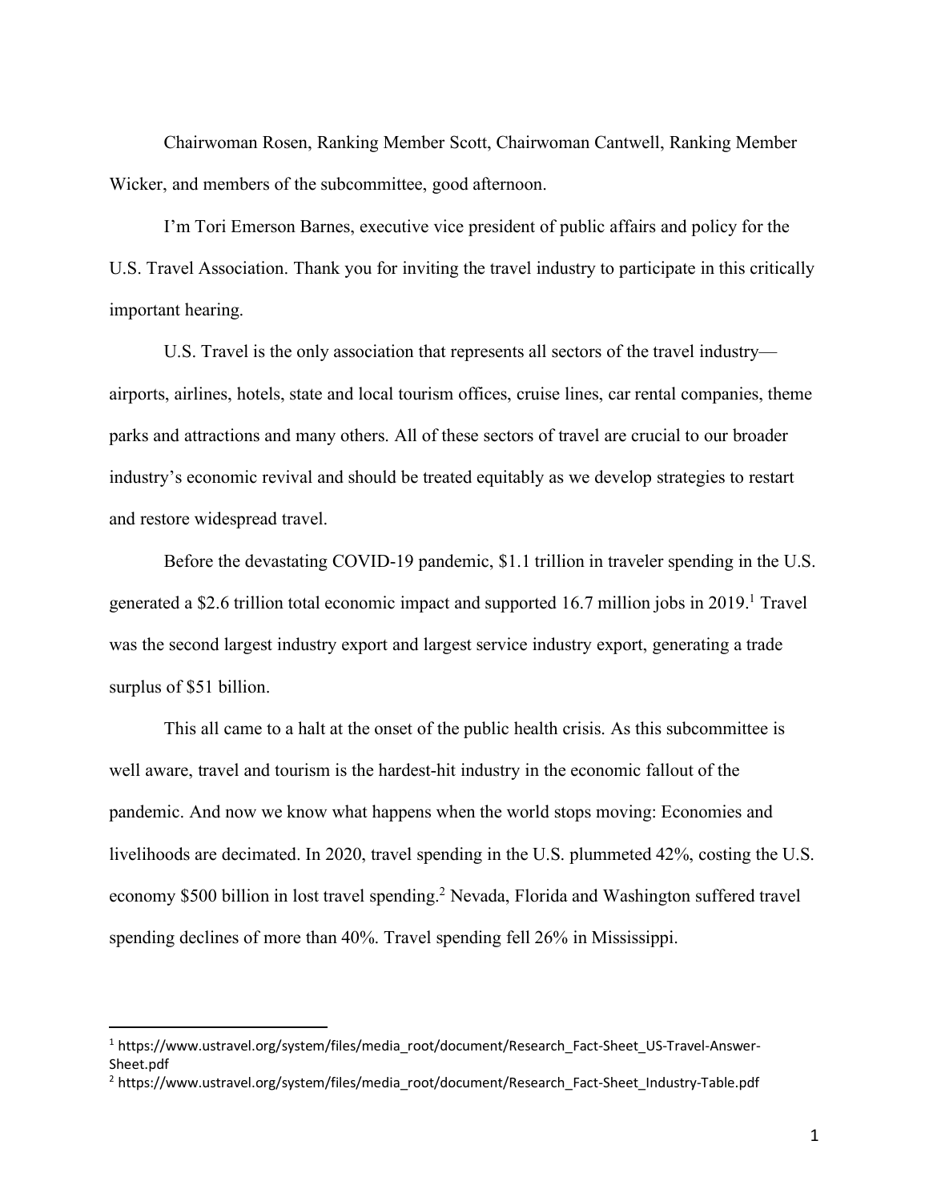Chairwoman Rosen, Ranking Member Scott, Chairwoman Cantwell, Ranking Member Wicker, and members of the subcommittee, good afternoon.

I'm Tori Emerson Barnes, executive vice president of public affairs and policy for the U.S. Travel Association. Thank you for inviting the travel industry to participate in this critically important hearing.

U.S. Travel is the only association that represents all sectors of the travel industry—airports, airlines, hotels, state and local tourism offices, cruise lines, car rental companies, theme parks and attractions and many others. All of these sectors of travel are crucial to our broader industry's economic revival and should be treated equitably as we develop strategies to restart and restore widespread travel.

Before the devastating COVID-19 pandemic, $1.1 trillion in traveler spending in the U.S. generated a $2.6 trillion total economic impact and supported 16.7 million jobs in 2019.[1] Travel was the second largest industry export and largest service industry export, generating a trade surplus of $51 billion.

This all came to a halt at the onset of the public health crisis. As this subcommittee is well aware, travel and tourism is the hardest-hit industry in the economic fallout of the pandemic. And now we know what happens when the world stops moving: Economies and livelihoods are decimated. In 2020, travel spending in the U.S. plummeted 42%, costing the U.S. economy $500 billion in lost travel spending.[2] Nevada, Florida and Washington suffered travel spending declines of more than 40%. Travel spending fell 26% in Mississippi.

---

[1] https://www.ustravel.org/system/files/media_root/document/Research_Fact-Sheet_US-Travel-Answer-Sheet.pdf

[2] https://www.ustravel.org/system/files/media_root/document/Research_Fact-Sheet_Industry-Table.pdf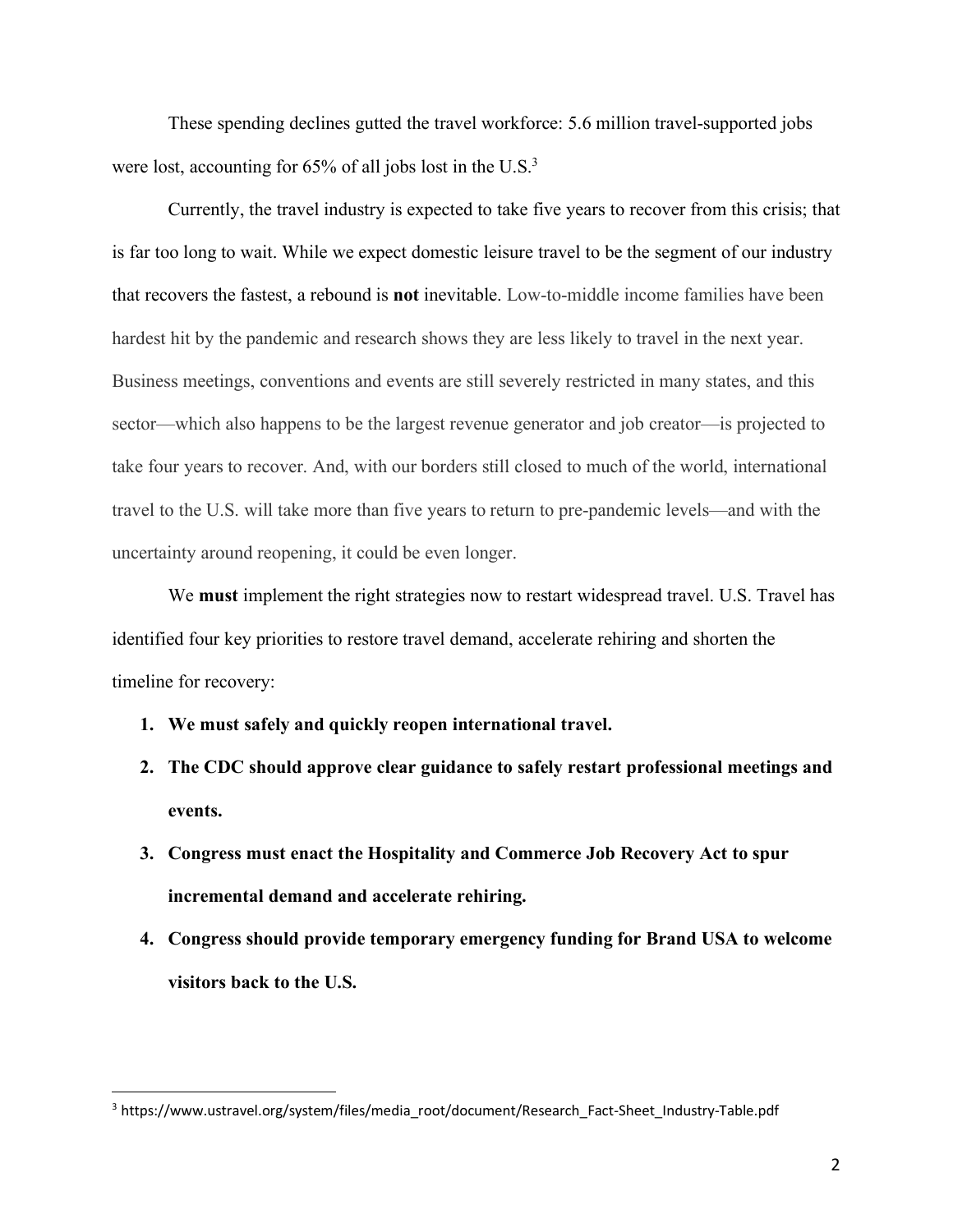These spending declines gutted the travel workforce: 5.6 million travel-supported jobs were lost, accounting for 65% of all jobs lost in the U.S.[3]

Currently, the travel industry is expected to take five years to recover from this crisis; that is far too long to wait. While we expect domestic leisure travel to be the segment of our industry that recovers the fastest, a rebound is **not** inevitable. Low-to-middle income families have been hardest hit by the pandemic and research shows they are less likely to travel in the next year. Business meetings, conventions and events are still severely restricted in many states, and this sector—which also happens to be the largest revenue generator and job creator—is projected to take four years to recover. And, with our borders still closed to much of the world, international travel to the U.S. will take more than five years to return to pre-pandemic levels—and with the uncertainty around reopening, it could be even longer.

We **must** implement the right strategies now to restart widespread travel. U.S. Travel has identified four key priorities to restore travel demand, accelerate rehiring and shorten the timeline for recovery:

1. **We must safely and quickly reopen international travel.**
2. **The CDC should approve clear guidance to safely restart professional meetings and events.**
3. **Congress must enact the Hospitality and Commerce Job Recovery Act to spur incremental demand and accelerate rehiring.**
4. **Congress should provide temporary emergency funding for Brand USA to welcome visitors back to the U.S.**

---

[3] https://www.ustravel.org/system/files/media_root/document/Research_Fact-Sheet_Industry-Table.pdf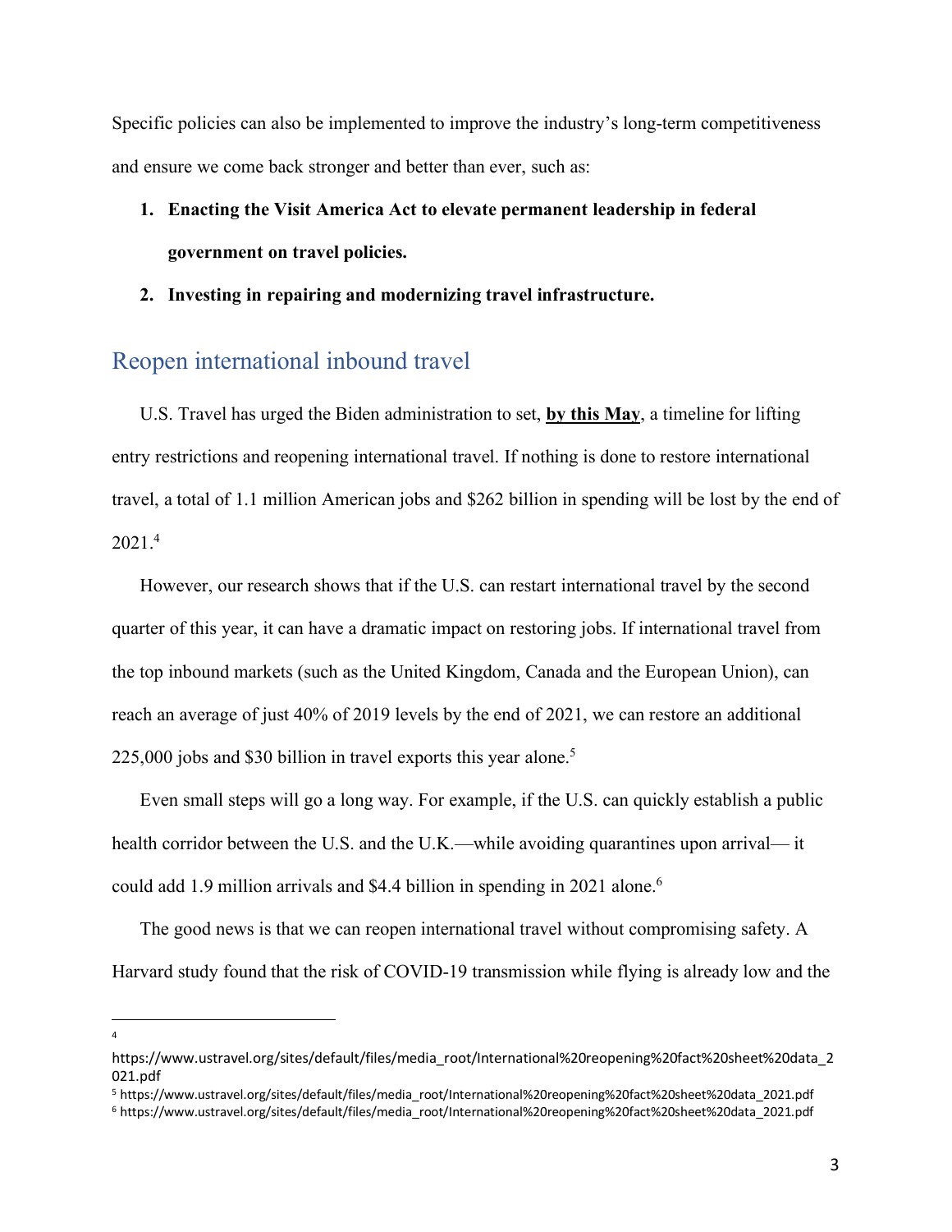Specific policies can also be implemented to improve the industry's long-term competitiveness and ensure we come back stronger and better than ever, such as:

1. **Enacting the Visit America Act to elevate permanent leadership in federal government on travel policies.**
2. **Investing in repairing and modernizing travel infrastructure.**

## Reopen international inbound travel

U.S. Travel has urged the Biden administration to set, **by this May**, a timeline for lifting entry restrictions and reopening international travel. If nothing is done to restore international travel, a total of 1.1 million American jobs and $262 billion in spending will be lost by the end of 2021.[4]

However, our research shows that if the U.S. can restart international travel by the second quarter of this year, it can have a dramatic impact on restoring jobs. If international travel from the top inbound markets (such as the United Kingdom, Canada and the European Union), can reach an average of just 40% of 2019 levels by the end of 2021, we can restore an additional 225,000 jobs and $30 billion in travel exports this year alone.[5]

Even small steps will go a long way. For example, if the U.S. can quickly establish a public health corridor between the U.S. and the U.K.—while avoiding quarantines upon arrival— it could add 1.9 million arrivals and $4.4 billion in spending in 2021 alone.[6]

The good news is that we can reopen international travel without compromising safety. A Harvard study found that the risk of COVID-19 transmission while flying is already low and the

---

[4] https://www.ustravel.org/sites/default/files/media_root/International%20reopening%20fact%20sheet%20data_2021.pdf

[5] https://www.ustravel.org/sites/default/files/media_root/International%20reopening%20fact%20sheet%20data_2021.pdf

[6] https://www.ustravel.org/sites/default/files/media_root/International%20reopening%20fact%20sheet%20data_2021.pdf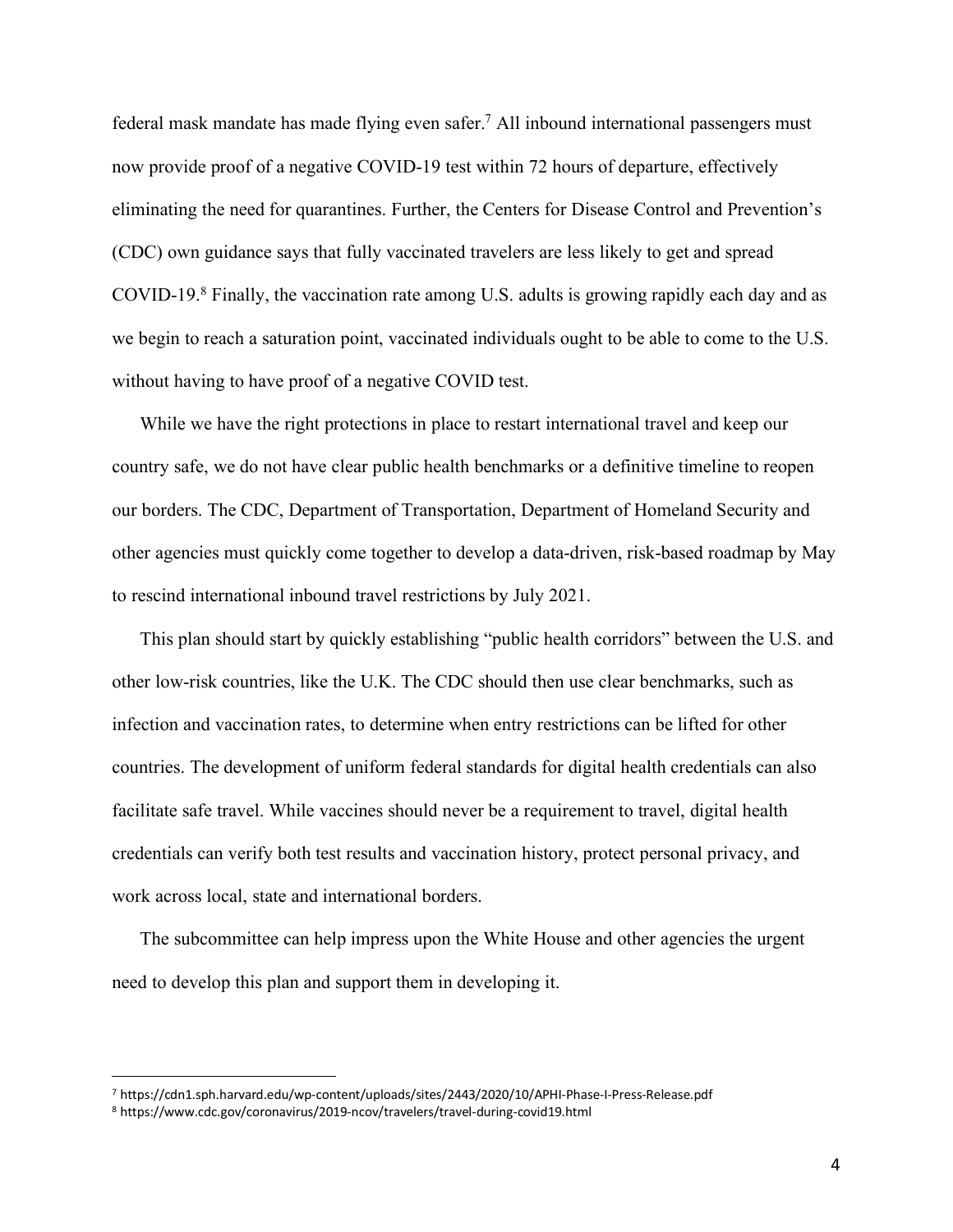federal mask mandate has made flying even safer.[7] All inbound international passengers must now provide proof of a negative COVID-19 test within 72 hours of departure, effectively eliminating the need for quarantines. Further, the Centers for Disease Control and Prevention's (CDC) own guidance says that fully vaccinated travelers are less likely to get and spread COVID-19.[8] Finally, the vaccination rate among U.S. adults is growing rapidly each day and as we begin to reach a saturation point, vaccinated individuals ought to be able to come to the U.S. without having to have proof of a negative COVID test.

While we have the right protections in place to restart international travel and keep our country safe, we do not have clear public health benchmarks or a definitive timeline to reopen our borders. The CDC, Department of Transportation, Department of Homeland Security and other agencies must quickly come together to develop a data-driven, risk-based roadmap by May to rescind international inbound travel restrictions by July 2021.

This plan should start by quickly establishing "public health corridors" between the U.S. and other low-risk countries, like the U.K. The CDC should then use clear benchmarks, such as infection and vaccination rates, to determine when entry restrictions can be lifted for other countries. The development of uniform federal standards for digital health credentials can also facilitate safe travel. While vaccines should never be a requirement to travel, digital health credentials can verify both test results and vaccination history, protect personal privacy, and work across local, state and international borders.

The subcommittee can help impress upon the White House and other agencies the urgent need to develop this plan and support them in developing it.

---

[7] https://cdn1.sph.harvard.edu/wp-content/uploads/sites/2443/2020/10/APHI-Phase-I-Press-Release.pdf

[8] https://www.cdc.gov/coronavirus/2019-ncov/travelers/travel-during-covid19.html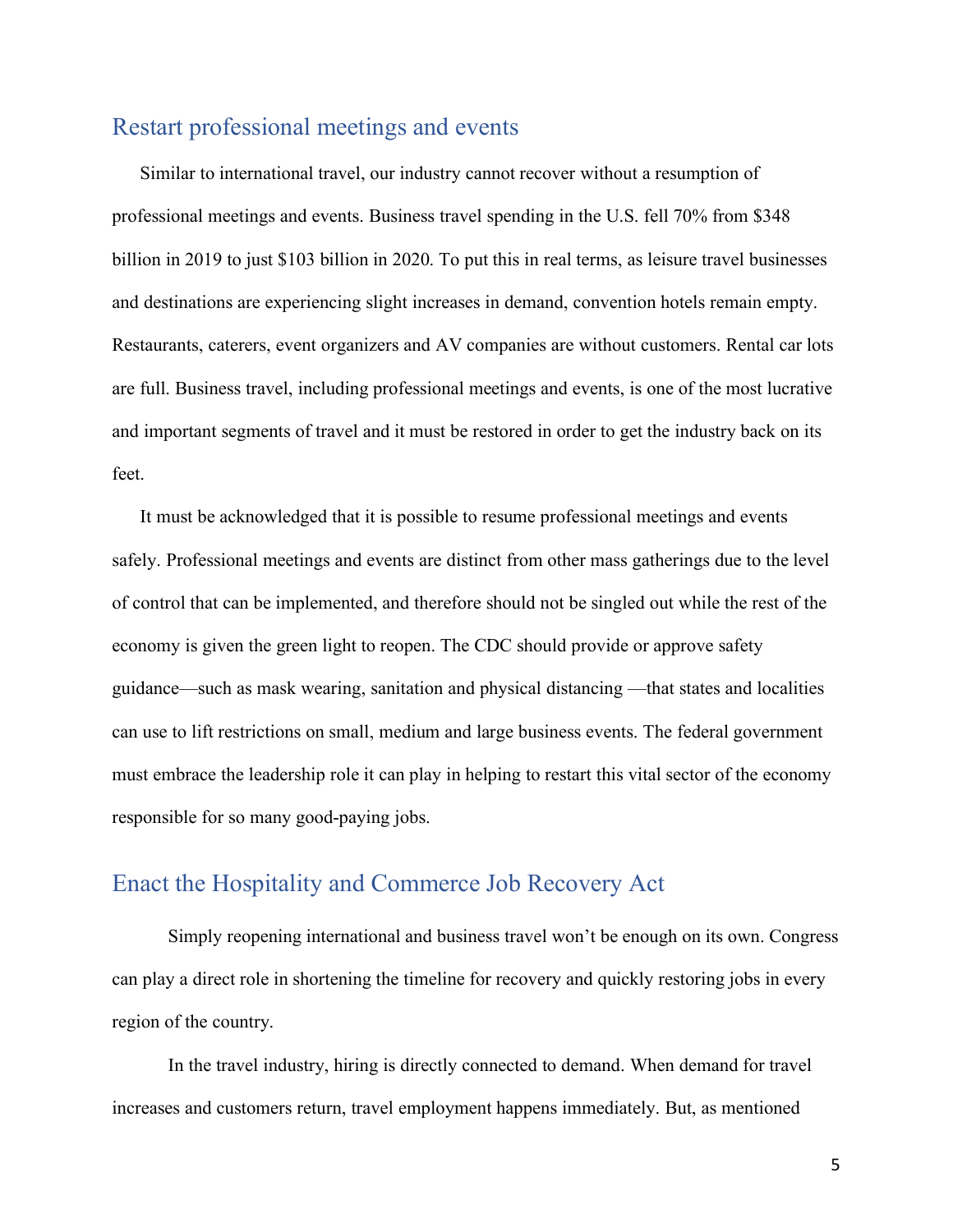## Restart professional meetings and events

Similar to international travel, our industry cannot recover without a resumption of professional meetings and events. Business travel spending in the U.S. fell 70% from $348 billion in 2019 to just $103 billion in 2020. To put this in real terms, as leisure travel businesses and destinations are experiencing slight increases in demand, convention hotels remain empty. Restaurants, caterers, event organizers and AV companies are without customers. Rental car lots are full. Business travel, including professional meetings and events, is one of the most lucrative and important segments of travel and it must be restored in order to get the industry back on its feet.

It must be acknowledged that it is possible to resume professional meetings and events safely. Professional meetings and events are distinct from other mass gatherings due to the level of control that can be implemented, and therefore should not be singled out while the rest of the economy is given the green light to reopen. The CDC should provide or approve safety guidance—such as mask wearing, sanitation and physical distancing —that states and localities can use to lift restrictions on small, medium and large business events. The federal government must embrace the leadership role it can play in helping to restart this vital sector of the economy responsible for so many good-paying jobs.

## Enact the Hospitality and Commerce Job Recovery Act

Simply reopening international and business travel won't be enough on its own. Congress can play a direct role in shortening the timeline for recovery and quickly restoring jobs in every region of the country.

In the travel industry, hiring is directly connected to demand. When demand for travel increases and customers return, travel employment happens immediately. But, as mentioned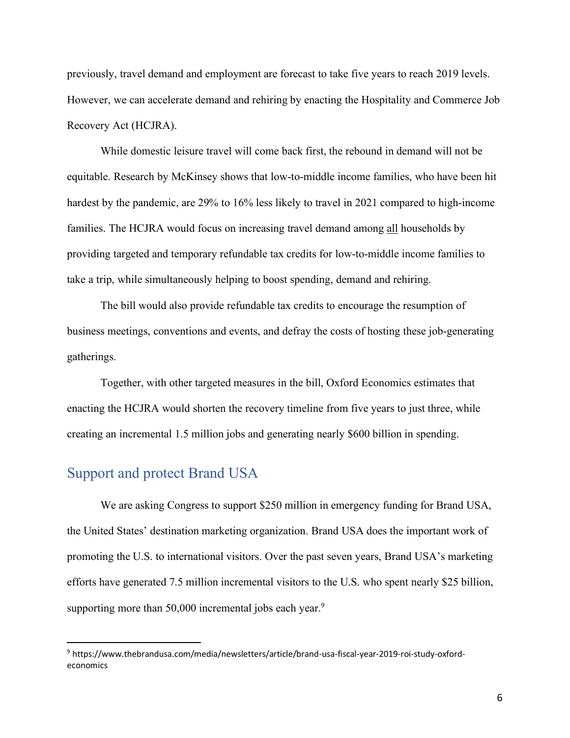previously, travel demand and employment are forecast to take five years to reach 2019 levels. However, we can accelerate demand and rehiring by enacting the Hospitality and Commerce Job Recovery Act (HCJRA).

While domestic leisure travel will come back first, the rebound in demand will not be equitable. Research by McKinsey shows that low-to-middle income families, who have been hit hardest by the pandemic, are 29% to 16% less likely to travel in 2021 compared to high-income families. The HCJRA would focus on increasing travel demand among all households by providing targeted and temporary refundable tax credits for low-to-middle income families to take a trip, while simultaneously helping to boost spending, demand and rehiring.

The bill would also provide refundable tax credits to encourage the resumption of business meetings, conventions and events, and defray the costs of hosting these job-generating gatherings.

Together, with other targeted measures in the bill, Oxford Economics estimates that enacting the HCJRA would shorten the recovery timeline from five years to just three, while creating an incremental 1.5 million jobs and generating nearly $600 billion in spending.

## Support and protect Brand USA

We are asking Congress to support $250 million in emergency funding for Brand USA, the United States' destination marketing organization. Brand USA does the important work of promoting the U.S. to international visitors. Over the past seven years, Brand USA's marketing efforts have generated 7.5 million incremental visitors to the U.S. who spent nearly $25 billion, supporting more than 50,000 incremental jobs each year.[9]

---

[9] https://www.thebrandusa.com/media/newsletters/article/brand-usa-fiscal-year-2019-roi-study-oxford-economics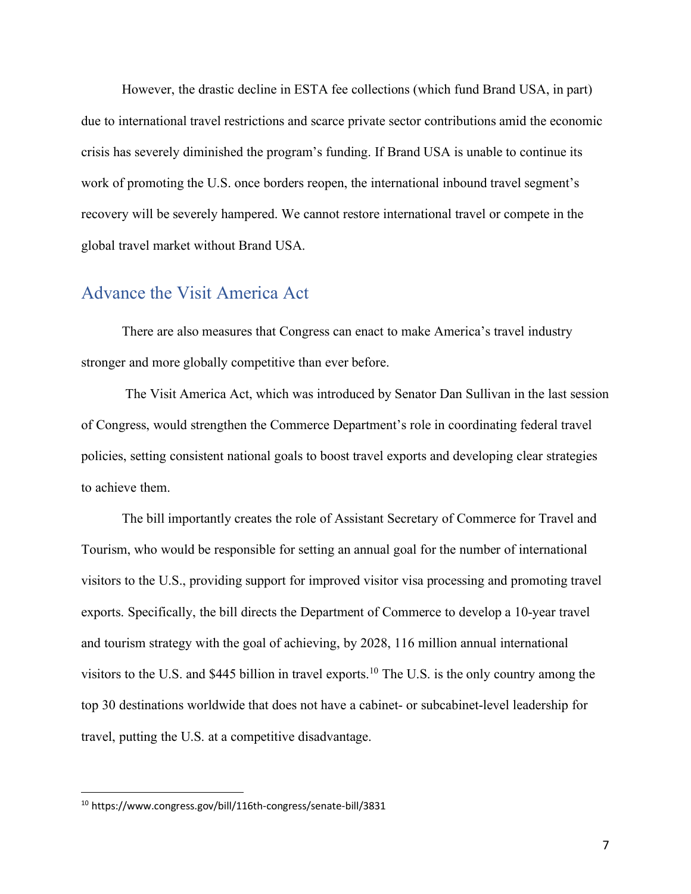However, the drastic decline in ESTA fee collections (which fund Brand USA, in part) due to international travel restrictions and scarce private sector contributions amid the economic crisis has severely diminished the program's funding. If Brand USA is unable to continue its work of promoting the U.S. once borders reopen, the international inbound travel segment's recovery will be severely hampered. We cannot restore international travel or compete in the global travel market without Brand USA.

## Advance the Visit America Act

There are also measures that Congress can enact to make America's travel industry stronger and more globally competitive than ever before.

The Visit America Act, which was introduced by Senator Dan Sullivan in the last session of Congress, would strengthen the Commerce Department's role in coordinating federal travel policies, setting consistent national goals to boost travel exports and developing clear strategies to achieve them.

The bill importantly creates the role of Assistant Secretary of Commerce for Travel and Tourism, who would be responsible for setting an annual goal for the number of international visitors to the U.S., providing support for improved visitor visa processing and promoting travel exports. Specifically, the bill directs the Department of Commerce to develop a 10-year travel and tourism strategy with the goal of achieving, by 2028, 116 million annual international visitors to the U.S. and $445 billion in travel exports.[10] The U.S. is the only country among the top 30 destinations worldwide that does not have a cabinet- or subcabinet-level leadership for travel, putting the U.S. at a competitive disadvantage.

[10] https://www.congress.gov/bill/116th-congress/senate-bill/3831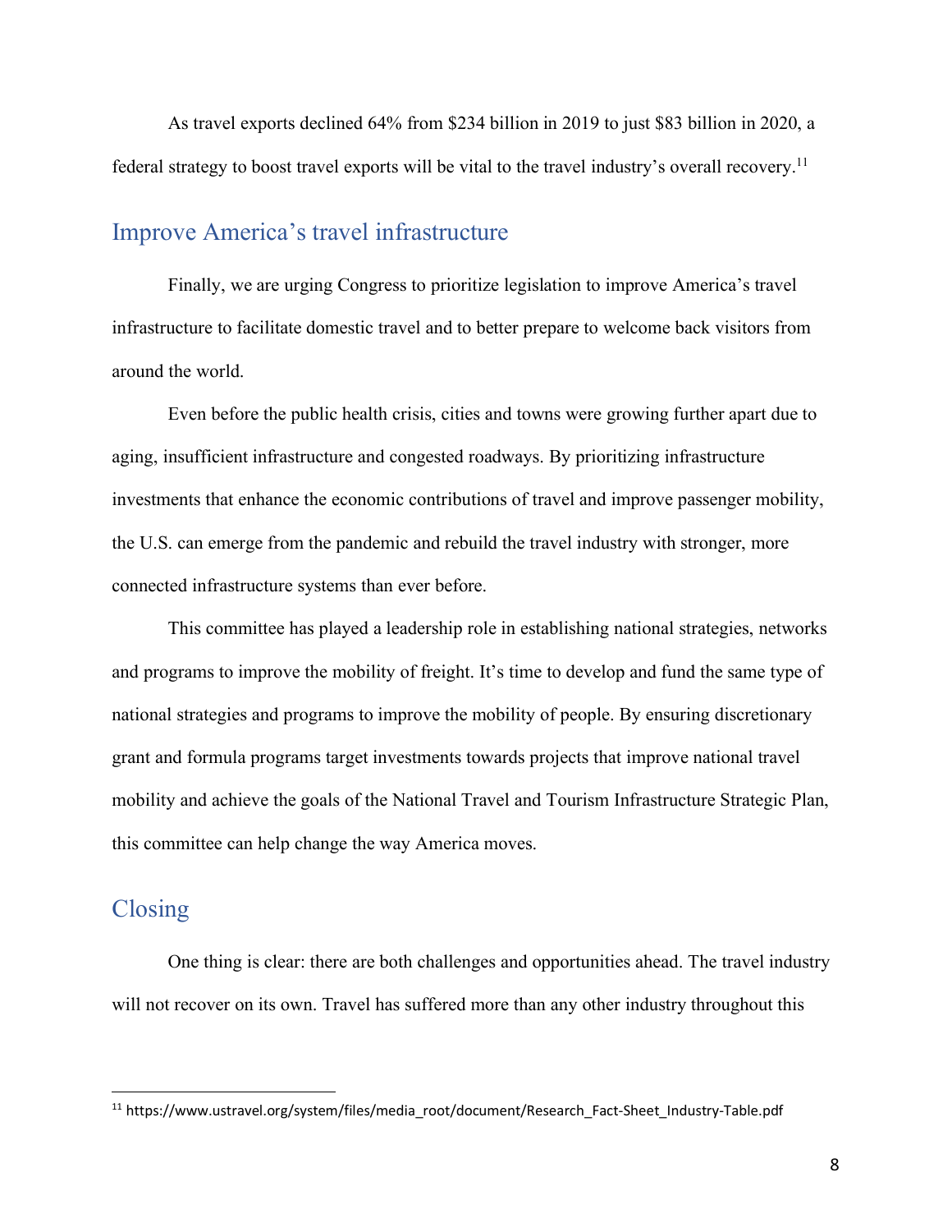As travel exports declined 64% from $234 billion in 2019 to just $83 billion in 2020, a federal strategy to boost travel exports will be vital to the travel industry's overall recovery.[11]

## Improve America's travel infrastructure

Finally, we are urging Congress to prioritize legislation to improve America's travel infrastructure to facilitate domestic travel and to better prepare to welcome back visitors from around the world.

Even before the public health crisis, cities and towns were growing further apart due to aging, insufficient infrastructure and congested roadways. By prioritizing infrastructure investments that enhance the economic contributions of travel and improve passenger mobility, the U.S. can emerge from the pandemic and rebuild the travel industry with stronger, more connected infrastructure systems than ever before.

This committee has played a leadership role in establishing national strategies, networks and programs to improve the mobility of freight. It's time to develop and fund the same type of national strategies and programs to improve the mobility of people. By ensuring discretionary grant and formula programs target investments towards projects that improve national travel mobility and achieve the goals of the National Travel and Tourism Infrastructure Strategic Plan, this committee can help change the way America moves.

## Closing

One thing is clear: there are both challenges and opportunities ahead. The travel industry will not recover on its own. Travel has suffered more than any other industry throughout this

[11] https://www.ustravel.org/system/files/media_root/document/Research_Fact-Sheet_Industry-Table.pdf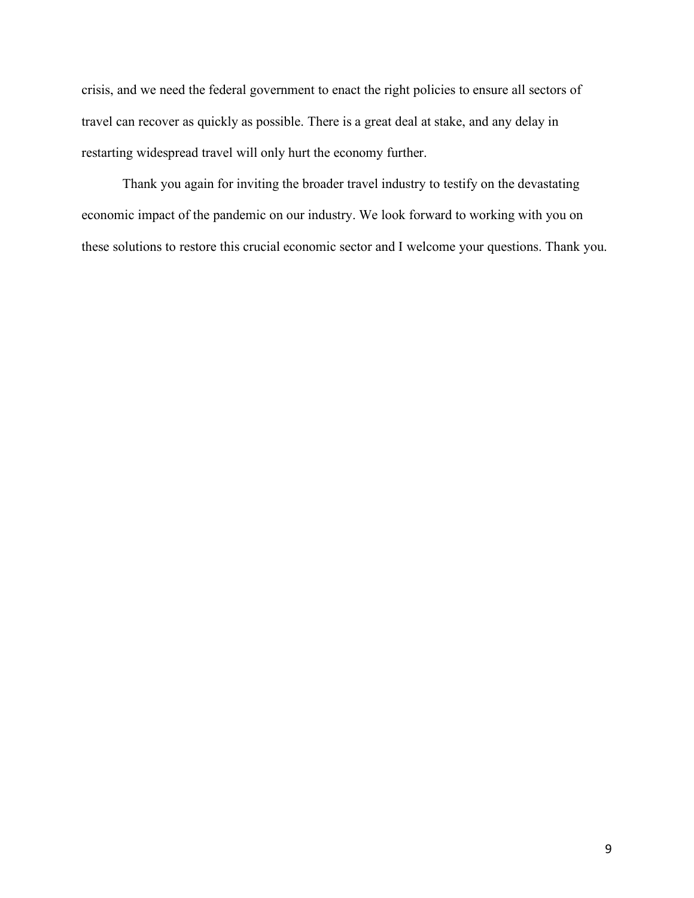crisis, and we need the federal government to enact the right policies to ensure all sectors of travel can recover as quickly as possible. There is a great deal at stake, and any delay in restarting widespread travel will only hurt the economy further.

Thank you again for inviting the broader travel industry to testify on the devastating economic impact of the pandemic on our industry. We look forward to working with you on these solutions to restore this crucial economic sector and I welcome your questions. Thank you.